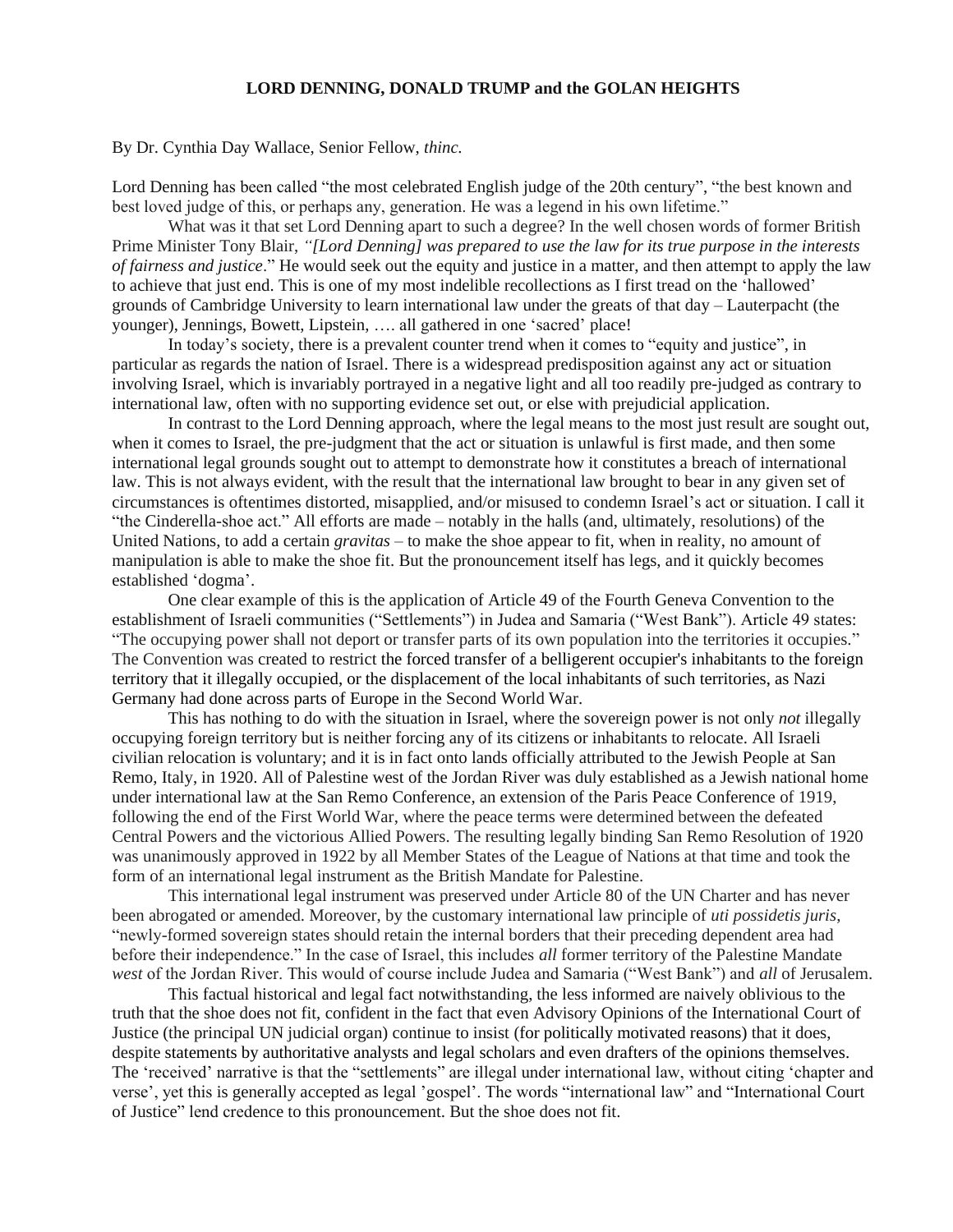**LORD DENNING, DONALD TRUMP and the GOLAN HEIGHTS**

By Dr. Cynthia Day Wallace, Senior Fellow, *thinc.*

Lord Denning has been called "the most celebrated English judge of the 20th century", "the best known and best loved judge of this, or perhaps any, generation. He was a legend in his own lifetime."

What was it that set Lord Denning apart to such a degree? In the well chosen words of former British Prime Minister Tony Blair, *"[Lord Denning] was prepared to use the law for its true purpose in the interests of fairness and justice*." He would seek out the equity and justice in a matter, and then attempt to apply the law to achieve that just end. This is one of my most indelible recollections as I first tread on the 'hallowed' grounds of Cambridge University to learn international law under the greats of that day – Lauterpacht (the younger), Jennings, Bowett, Lipstein, …. all gathered in one 'sacred' place!

In today's society, there is a prevalent counter trend when it comes to "equity and justice", in particular as regards the nation of Israel. There is a widespread predisposition against any act or situation involving Israel, which is invariably portrayed in a negative light and all too readily pre-judged as contrary to international law, often with no supporting evidence set out, or else with prejudicial application.

In contrast to the Lord Denning approach, where the legal means to the most just result are sought out, when it comes to Israel, the pre-judgment that the act or situation is unlawful is first made, and then some international legal grounds sought out to attempt to demonstrate how it constitutes a breach of international law. This is not always evident, with the result that the international law brought to bear in any given set of circumstances is oftentimes distorted, misapplied, and/or misused to condemn Israel's act or situation. I call it "the Cinderella-shoe act." All efforts are made – notably in the halls (and, ultimately, resolutions) of the United Nations, to add a certain *gravitas* – to make the shoe appear to fit, when in reality, no amount of manipulation is able to make the shoe fit. But the pronouncement itself has legs, and it quickly becomes established 'dogma'.

One clear example of this is the application of Article 49 of the Fourth Geneva Convention to the establishment of Israeli communities ("Settlements") in Judea and Samaria ("West Bank"). Article 49 states: "The occupying power shall not deport or transfer parts of its own population into the territories it occupies." The Convention was created to restrict the forced transfer of a belligerent occupier's inhabitants to the foreign territory that it illegally occupied, or the displacement of the local inhabitants of such territories, as Nazi Germany had done across parts of Europe in the Second World War.

This has nothing to do with the situation in Israel, where the sovereign power is not only *not* illegally occupying foreign territory but is neither forcing any of its citizens or inhabitants to relocate. All Israeli civilian relocation is voluntary; and it is in fact onto lands officially attributed to the Jewish People at San Remo, Italy, in 1920. All of Palestine west of the Jordan River was duly established as a Jewish national home under international law at the San Remo Conference, an extension of the Paris Peace Conference of 1919, following the end of the First World War, where the peace terms were determined between the defeated Central Powers and the victorious Allied Powers. The resulting legally binding San Remo Resolution of 1920 was unanimously approved in 1922 by all Member States of the League of Nations at that time and took the form of an international legal instrument as the British Mandate for Palestine.

This international legal instrument was preserved under Article 80 of the UN Charter and has never been abrogated or amended. Moreover, by the customary international law principle of *uti possidetis juris*, "newly-formed sovereign states should retain the internal borders that their preceding dependent area had before their independence." In the case of Israel, this includes *all* former territory of the Palestine Mandate *west* of the Jordan River. This would of course include Judea and Samaria ("West Bank") and *all* of Jerusalem.

This factual historical and legal fact notwithstanding, the less informed are naively oblivious to the truth that the shoe does not fit, confident in the fact that even Advisory Opinions of the International Court of Justice (the principal UN judicial organ) continue to insist (for politically motivated reasons) that it does, despite statements by authoritative analysts and legal scholars and even drafters of the opinions themselves. The 'received' narrative is that the "settlements" are illegal under international law, without citing 'chapter and verse', yet this is generally accepted as legal 'gospel'. The words "international law" and "International Court of Justice" lend credence to this pronouncement. But the shoe does not fit.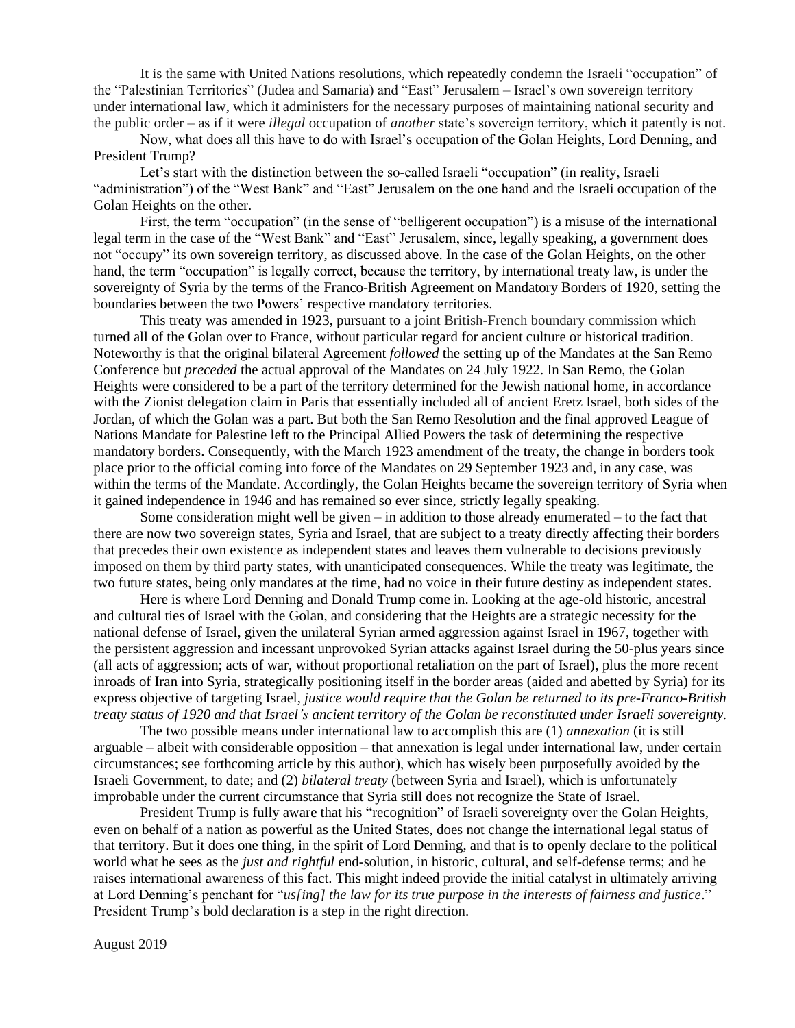It is the same with United Nations resolutions, which repeatedly condemn the Israeli "occupation" of the "Palestinian Territories" (Judea and Samaria) and "East" Jerusalem – Israel's own sovereign territory under international law, which it administers for the necessary purposes of maintaining national security and the public order – as if it were *illegal* occupation of *another* state's sovereign territory, which it patently is not.

Now, what does all this have to do with Israel's occupation of the Golan Heights, Lord Denning, and President Trump?

Let's start with the distinction between the so-called Israeli "occupation" (in reality, Israeli "administration") of the "West Bank" and "East" Jerusalem on the one hand and the Israeli occupation of the Golan Heights on the other.

First, the term "occupation" (in the sense of "belligerent occupation") is a misuse of the international legal term in the case of the "West Bank" and "East" Jerusalem, since, legally speaking, a government does not "occupy" its own sovereign territory, as discussed above. In the case of the Golan Heights, on the other hand, the term "occupation" is legally correct, because the territory, by international treaty law, is under the sovereignty of Syria by the terms of the Franco-British Agreement on Mandatory Borders of 1920, setting the boundaries between the two Powers' respective mandatory territories.

This treaty was amended in 1923, pursuant to a joint British-French boundary commission which turned all of the Golan over to France, without particular regard for ancient culture or historical tradition. Noteworthy is that the original bilateral Agreement *followed* the setting up of the Mandates at the San Remo Conference but *preceded* the actual approval of the Mandates on 24 July 1922. In San Remo, the Golan Heights were considered to be a part of the territory determined for the Jewish national home, in accordance with the Zionist delegation claim in Paris that essentially included all of ancient Eretz Israel, both sides of the Jordan, of which the Golan was a part. But both the San Remo Resolution and the final approved League of Nations Mandate for Palestine left to the Principal Allied Powers the task of determining the respective mandatory borders. Consequently, with the March 1923 amendment of the treaty, the change in borders took place prior to the official coming into force of the Mandates on 29 September 1923 and, in any case, was within the terms of the Mandate. Accordingly, the Golan Heights became the sovereign territory of Syria when it gained independence in 1946 and has remained so ever since, strictly legally speaking.

Some consideration might well be given – in addition to those already enumerated – to the fact that there are now two sovereign states, Syria and Israel, that are subject to a treaty directly affecting their borders that precedes their own existence as independent states and leaves them vulnerable to decisions previously imposed on them by third party states, with unanticipated consequences. While the treaty was legitimate, the two future states, being only mandates at the time, had no voice in their future destiny as independent states.

Here is where Lord Denning and Donald Trump come in. Looking at the age-old historic, ancestral and cultural ties of Israel with the Golan, and considering that the Heights are a strategic necessity for the national defense of Israel, given the unilateral Syrian armed aggression against Israel in 1967, together with the persistent aggression and incessant unprovoked Syrian attacks against Israel during the 50-plus years since (all acts of aggression; acts of war, without proportional retaliation on the part of Israel), plus the more recent inroads of Iran into Syria, strategically positioning itself in the border areas (aided and abetted by Syria) for its express objective of targeting Israel, *justice would require that the Golan be returned to its pre-Franco-British treaty status of 1920 and that Israel's ancient territory of the Golan be reconstituted under Israeli sovereignty.*

The two possible means under international law to accomplish this are (1) *annexation* (it is still arguable – albeit with considerable opposition – that annexation is legal under international law, under certain circumstances; see forthcoming article by this author), which has wisely been purposefully avoided by the Israeli Government, to date; and (2) *bilateral treaty* (between Syria and Israel), which is unfortunately improbable under the current circumstance that Syria still does not recognize the State of Israel.

President Trump is fully aware that his "recognition" of Israeli sovereignty over the Golan Heights, even on behalf of a nation as powerful as the United States, does not change the international legal status of that territory. But it does one thing, in the spirit of Lord Denning, and that is to openly declare to the political world what he sees as the *just and rightful* end-solution, in historic, cultural, and self-defense terms; and he raises international awareness of this fact. This might indeed provide the initial catalyst in ultimately arriving at Lord Denning's penchant for "*us[ing] the law for its true purpose in the interests of fairness and justice*." President Trump's bold declaration is a step in the right direction.

August 2019